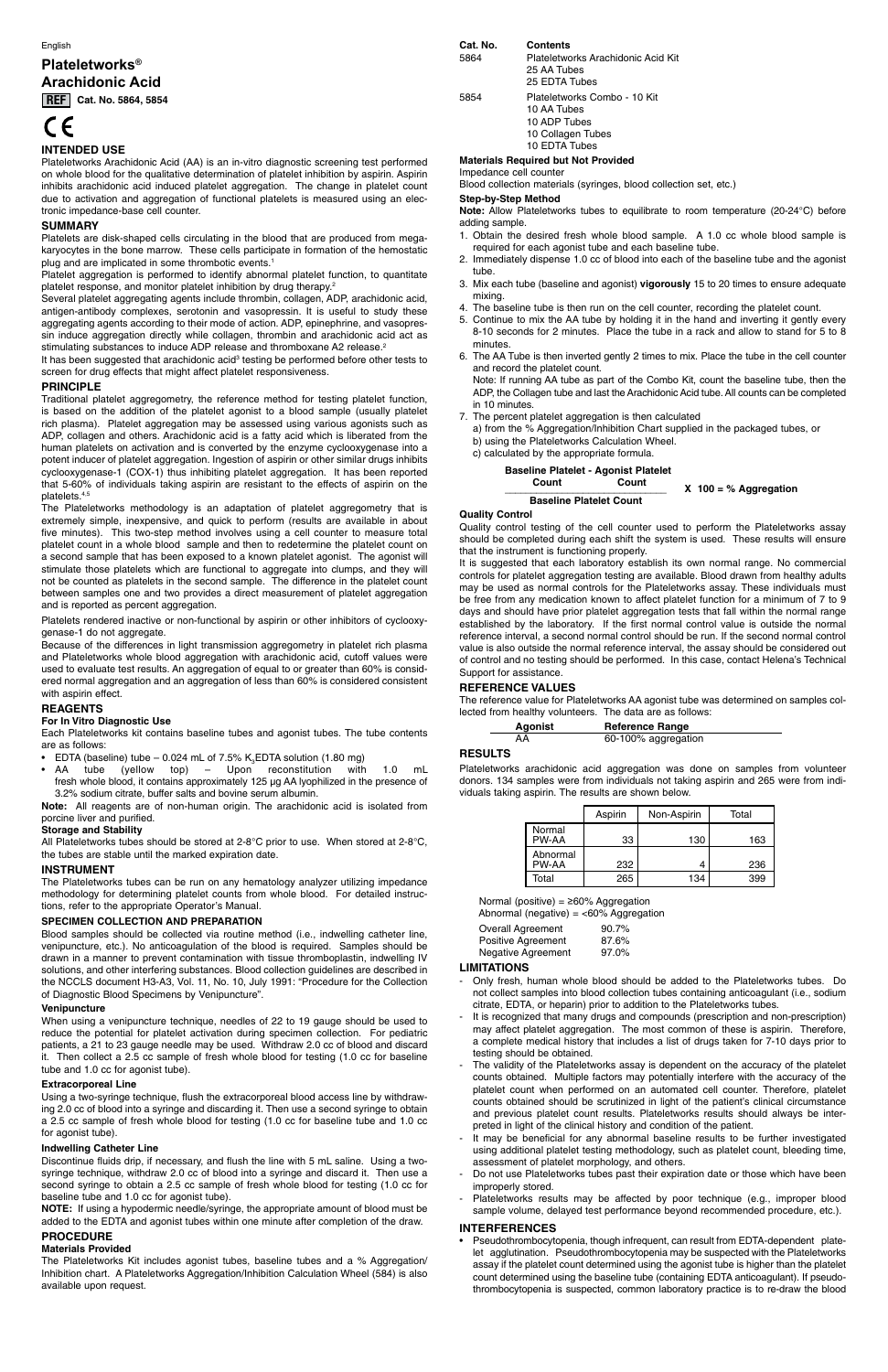English

# Plateletworks®

# Arachidonic Acid

**REF** **Cat. No. 5864, 5854**

CE

## INTENDED USE

Plateletworks Arachidonic Acid (AA) is an in-vitro diagnostic screening test performed on whole blood for the qualitative determination of platelet inhibition by aspirin. Aspirin inhibits arachidonic acid induced platelet aggregation. The change in platelet count due to activation and aggregation of functional platelets is measured using an electronic impedance-base cell counter.

## SUMMARY

Platelets are disk-shaped cells circulating in the blood that are produced from megakaryocytes in the bone marrow. These cells participate in formation of the hemostatic plug and are implicated in some thrombotic events.[1]

Platelet aggregation is performed to identify abnormal platelet function, to quantitate platelet response, and monitor platelet inhibition by drug therapy.[2]

Several platelet aggregating agents include thrombin, collagen, ADP, arachidonic acid, antigen-antibody complexes, serotonin and vasopressin. It is useful to study these aggregating agents according to their mode of action. ADP, epinephrine, and vasopressin induce aggregation directly while collagen, thrombin and arachidonic acid act as stimulating substances to induce ADP release and thromboxane A2 release.[2]

It has been suggested that arachidonic acid[3] testing be performed before other tests to screen for drug effects that might affect platelet responsiveness.

## PRINCIPLE

Traditional platelet aggregometry, the reference method for testing platelet function, is based on the addition of the platelet agonist to a blood sample (usually platelet rich plasma). Platelet aggregation may be assessed using various agonists such as ADP, collagen and others. Arachidonic acid is a fatty acid which is liberated from the human platelets on activation and is converted by the enzyme cyclooxygenase into a potent inducer of platelet aggregation. Ingestion of aspirin or other similar drugs inhibits cyclooxygenase-1 (COX-1) thus inhibiting platelet aggregation. It has been reported that 5-60% of individuals taking aspirin are resistant to the effects of aspirin on the platelets.[4,5]

The Plateletworks methodology is an adaptation of platelet aggregometry that is extremely simple, inexpensive, and quick to perform (results are available in about five minutes). This two-step method involves using a cell counter to measure total platelet count in a whole blood sample and then to redetermine the platelet count on a second sample that has been exposed to a known platelet agonist. The agonist will stimulate those platelets which are functional to aggregate into clumps, and they will not be counted as platelets in the second sample. The difference in the platelet count between samples one and two provides a direct measurement of platelet aggregation and is reported as percent aggregation.

Platelets rendered inactive or non-functional by aspirin or other inhibitors of cyclooxygenase-1 do not aggregate.

Because of the differences in light transmission aggregometry in platelet rich plasma and Plateletworks whole blood aggregation with arachidonic acid, cutoff values were used to evaluate test results. An aggregation of equal to or greater than 60% is considered normal aggregation and an aggregation of less than 60% is considered consistent with aspirin effect.

## REAGENTS

### For In Vitro Diagnostic Use

Each Plateletworks kit contains baseline tubes and agonist tubes. The tube contents are as follows:

- EDTA (baseline) tube – 0.024 mL of 7.5% $K_3$EDTA solution (1.80 mg)
- AA tube (yellow top) – Upon reconstitution with 1.0 mL fresh whole blood, it contains approximately 125 µg AA lyophilized in the presence of 3.2% sodium citrate, buffer salts and bovine serum albumin.

**Note:** All reagents are of non-human origin. The arachidonic acid is isolated from porcine liver and purified.

### Storage and Stability

All Plateletworks tubes should be stored at 2-8°C prior to use. When stored at 2-8°C, the tubes are stable until the marked expiration date.

## INSTRUMENT

The Plateletworks tubes can be run on any hematology analyzer utilizing impedance methodology for determining platelet counts from whole blood. For detailed instructions, refer to the appropriate Operator's Manual.

## SPECIMEN COLLECTION AND PREPARATION

Blood samples should be collected via routine method (i.e., indwelling catheter line, venipuncture, etc.). No anticoagulation of the blood is required. Samples should be drawn in a manner to prevent contamination with tissue thromboplastin, indwelling IV solutions, and other interfering substances. Blood collection guidelines are described in the NCCLS document H3-A3, Vol. 11, No. 10, July 1991: "Procedure for the Collection of Diagnostic Blood Specimens by Venipuncture".

### Venipuncture

When using a venipuncture technique, needles of 22 to 19 gauge should be used to reduce the potential for platelet activation during specimen collection. For pediatric patients, a 21 to 23 gauge needle may be used. Withdraw 2.0 cc of blood and discard it. Then collect a 2.5 cc sample of fresh whole blood for testing (1.0 cc for baseline tube and 1.0 cc for agonist tube).

### Extracorporeal Line

Using a two-syringe technique, flush the extracorporeal blood access line by withdrawing 2.0 cc of blood into a syringe and discarding it. Then use a second syringe to obtain a 2.5 cc sample of fresh whole blood for testing (1.0 cc for baseline tube and 1.0 cc for agonist tube).

### Indwelling Catheter Line

Discontinue fluids drip, if necessary, and flush the line with 5 mL saline. Using a two-syringe technique, withdraw 2.0 cc of blood into a syringe and discard it. Then use a second syringe to obtain a 2.5 cc sample of fresh whole blood for testing (1.0 cc for baseline tube and 1.0 cc for agonist tube).

**NOTE:** If using a hypodermic needle/syringe, the appropriate amount of blood must be added to the EDTA and agonist tubes within one minute after completion of the draw.

## PROCEDURE

### Materials Provided

The Plateletworks Kit includes agonist tubes, baseline tubes and a % Aggregation/Inhibition chart. A Plateletworks Aggregation/Inhibition Calculation Wheel (584) is also available upon request.

| Cat. No. | Contents |
|---|---|
| 5864 | Plateletworks Arachidonic Acid Kit<br>25 AA Tubes<br>25 EDTA Tubes |
| 5854 | Plateletworks Combo - 10 Kit<br>10 AA Tubes<br>10 ADP Tubes<br>10 Collagen Tubes<br>10 EDTA Tubes |

### Materials Required but Not Provided

Impedance cell counter

Blood collection materials (syringes, blood collection set, etc.)

### Step-by-Step Method

**Note:** Allow Plateletworks tubes to equilibrate to room temperature (20-24°C) before adding sample.

1. Obtain the desired fresh whole blood sample. A 1.0 cc whole blood sample is required for each agonist tube and each baseline tube.
2. Immediately dispense 1.0 cc of blood into each of the baseline tube and the agonist tube.
3. Mix each tube (baseline and agonist) **vigorously** 15 to 20 times to ensure adequate mixing.
4. The baseline tube is then run on the cell counter, recording the platelet count.
5. Continue to mix the AA tube by holding it in the hand and inverting it gently every 8-10 seconds for 2 minutes. Place the tube in a rack and allow to stand for 5 to 8 minutes.
6. The AA Tube is then inverted gently 2 times to mix. Place the tube in the cell counter and record the platelet count.
   Note: If running AA tube as part of the Combo Kit, count the baseline tube, then the ADP, the Collagen tube and last the Arachidonic Acid tube. All counts can be completed in 10 minutes.
7. The percent platelet aggregation is then calculated
   a) from the % Aggregation/Inhibition Chart supplied in the packaged tubes, or
   b) using the Plateletworks Calculation Wheel.
   c) calculated by the appropriate formula.

$$\frac{\text{Baseline Platelet Count} - \text{Agonist Platelet Count}}{\text{Baseline Platelet Count}} \times 100 = \%\ \text{Aggregation}$$

### Quality Control

Quality control testing of the cell counter used to perform the Plateletworks assay should be completed during each shift the system is used. These results will ensure that the instrument is functioning properly.

It is suggested that each laboratory establish its own normal range. No commercial controls for platelet aggregation testing are available. Blood drawn from healthy adults may be used as normal controls for the Plateletworks assay. These individuals must be free from any medication known to affect platelet function for a minimum of 7 to 9 days and should have prior platelet aggregation tests that fall within the normal range established by the laboratory. If the first normal control value is outside the normal reference interval, a second normal control should be run. If the second normal control value is also outside the normal reference interval, the assay should be considered out of control and no testing should be performed. In this case, contact Helena's Technical Support for assistance.

## REFERENCE VALUES

The reference value for Plateletworks AA agonist tube was determined on samples collected from healthy volunteers. The data are as follows:

| Agonist | Reference Range |
|---|---|
| AA | 60-100% aggregation |

## RESULTS

Plateletworks arachidonic acid aggregation was done on samples from volunteer donors. 134 samples were from individuals not taking aspirin and 265 were from individuals taking aspirin. The results are shown below.

| | Aspirin | Non-Aspirin | Total |
|---|---|---|---|
| Normal PW-AA | 33 | 130 | 163 |
| Abnormal PW-AA | 232 | 4 | 236 |
| Total | 265 | 134 | 399 |

Normal (positive) = ≥60% Aggregation
Abnormal (negative) = <60% Aggregation

| | |
|---|---|
| Overall Agreement | 90.7% |
| Positive Agreement | 87.6% |
| Negative Agreement | 97.0% |

## LIMITATIONS

- Only fresh, human whole blood should be added to the Plateletworks tubes. Do not collect samples into blood collection tubes containing anticoagulant (i.e., sodium citrate, EDTA, or heparin) prior to addition to the Plateletworks tubes.
- It is recognized that many drugs and compounds (prescription and non-prescription) may affect platelet aggregation. The most common of these is aspirin. Therefore, a complete medical history that includes a list of drugs taken for 7-10 days prior to testing should be obtained.
- The validity of the Plateletworks assay is dependent on the accuracy of the platelet counts obtained. Multiple factors may potentially interfere with the accuracy of the platelet count when performed on an automated cell counter. Therefore, platelet counts obtained should be scrutinized in light of the patient's clinical circumstance and previous platelet count results. Plateletworks results should always be interpreted in light of the clinical history and condition of the patient.
- It may be beneficial for any abnormal baseline results to be further investigated using additional platelet testing methodology, such as platelet count, bleeding time, assessment of platelet morphology, and others.
- Do not use Plateletworks tubes past their expiration date or those which have been improperly stored.
- Plateletworks results may be affected by poor technique (e.g., improper blood sample volume, delayed test performance beyond recommended procedure, etc.).

## INTERFERENCES

- Pseudothrombocytopenia, though infrequent, can result from EDTA-dependent platelet agglutination. Pseudothrombocytopenia may be suspected with the Plateletworks assay if the platelet count determined using the agonist tube is higher than the platelet count determined using the baseline tube (containing EDTA anticoagulant). If pseudothrombocytopenia is suspected, common laboratory practice is to re-draw the blood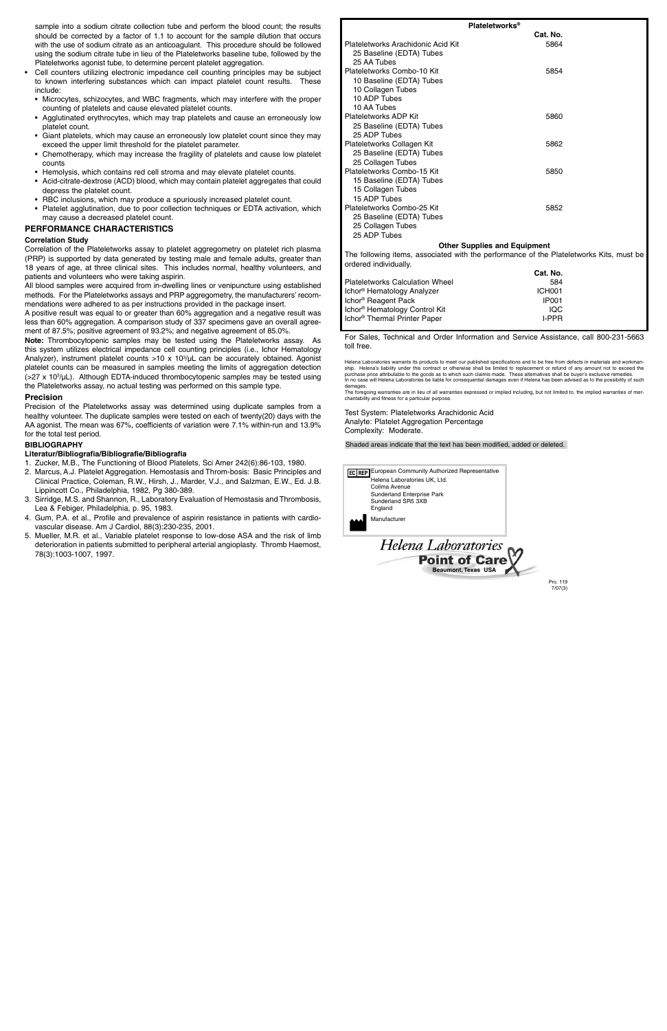sample into a sodium citrate collection tube and perform the blood count; the results should be corrected by a factor of 1.1 to account for the sample dilution that occurs with the use of sodium citrate as an anticoagulant. This procedure should be followed using the sodium citrate tube in lieu of the Plateletworks baseline tube, followed by the Plateletworks agonist tube, to determine percent platelet aggregation.

- Cell counters utilizing electronic impedance cell counting principles may be subject to known interfering substances which can impact platelet count results. These include:
  - Microcytes, schizocytes, and WBC fragments, which may interfere with the proper counting of platelets and cause elevated platelet counts.
  - Agglutinated erythrocytes, which may trap platelets and cause an erroneously low platelet count.
  - Giant platelets, which may cause an erroneously low platelet count since they may exceed the upper limit threshold for the platelet parameter.
  - Chemotherapy, which may increase the fragility of platelets and cause low platelet counts
  - Hemolysis, which contains red cell stroma and may elevate platelet counts.
  - Acid-citrate-dextrose (ACD) blood, which may contain platelet aggregates that could depress the platelet count.
  - RBC inclusions, which may produce a spuriously increased platelet count.
  - Platelet agglutination, due to poor collection techniques or EDTA activation, which may cause a decreased platelet count.

## PERFORMANCE CHARACTERISTICS

### Correlation Study

Correlation of the Plateletworks assay to platelet aggregometry on platelet rich plasma (PRP) is supported by data generated by testing male and female adults, greater than 18 years of age, at three clinical sites. This includes normal, healthy volunteers, and patients and volunteers who were taking aspirin.

All blood samples were acquired from in-dwelling lines or venipuncture using established methods. For the Plateletworks assays and PRP aggregometry, the manufacturers' recommendations were adhered to as per instructions provided in the package insert.

A positive result was equal to or greater than 60% aggregation and a negative result was less than 60% aggregation. A comparison study of 337 specimens gave an overall agreement of 87.5%; positive agreement of 93.2%; and negative agreement of 85.0%.

**Note:** Thrombocytopenic samples may be tested using the Plateletworks assay. As this system utilizes electrical impedance cell counting principles (i.e., Ichor Hematology Analyzer), instrument platelet counts >10 x $10^3$/μL can be accurately obtained. Agonist platelet counts can be measured in samples meeting the limits of aggregation detection (>27 x $10^3$/μL). Although EDTA-induced thrombocytopenic samples may be tested using the Plateletworks assay, no actual testing was performed on this sample type.

### Precision

Precision of the Plateletworks assay was determined using duplicate samples from a healthy volunteer. The duplicate samples were tested on each of twenty(20) days with the AA agonist. The mean was 67%, coefficients of variation were 7.1% within-run and 13.9% for the total test period.

## BIBLIOGRAPHY

### Literatur/Bibliografia/Bibliografie/Bibliografia

1. Zucker, M.B., The Functioning of Blood Platelets, Sci Amer 242(6):86-103, 1980.
2. Marcus, A.J. Platelet Aggregation. Hemostasis and Throm-bosis: Basic Principles and Clinical Practice, Coleman, R.W., Hirsh, J., Marder, V.J., and Salzman, E.W., Ed. J.B. Lippincott Co., Philadelphia, 1982, Pg 380-389.
3. Sirridge, M.S. and Shannon, R., Laboratory Evaluation of Hemostasis and Thrombosis, Lea & Febiger, Philadelphia, p. 95, 1983.
4. Gum, P.A. et al., Profile and prevalence of aspirin resistance in patients with cardiovascular disease. Am J Cardiol, 88(3):230-235, 2001.
5. Mueller, M.R. et al., Variable platelet response to low-dose ASA and the risk of limb deterioration in patients submitted to peripheral arterial angioplasty. Thromb Haemost, 78(3):1003-1007, 1997.

| Plateletworks® | Cat. No. |
|---|---|
| Plateletworks Arachidonic Acid Kit | 5864 |
| 25 Baseline (EDTA) Tubes | |
| 25 AA Tubes | |
| Plateletworks Combo-10 Kit | 5854 |
| 10 Baseline (EDTA) Tubes | |
| 10 Collagen Tubes | |
| 10 ADP Tubes | |
| 10 AA Tubes | |
| Plateletworks ADP Kit | 5860 |
| 25 Baseline (EDTA) Tubes | |
| 25 ADP Tubes | |
| Plateletworks Collagen Kit | 5862 |
| 25 Baseline (EDTA) Tubes | |
| 25 Collagen Tubes | |
| Plateletworks Combo-15 Kit | 5850 |
| 15 Baseline (EDTA) Tubes | |
| 15 Collagen Tubes | |
| 15 ADP Tubes | |
| Plateletworks Combo-25 Kit | 5852 |
| 25 Baseline (EDTA) Tubes | |
| 25 Collagen Tubes | |
| 25 ADP Tubes | |

**Other Supplies and Equipment**

The following items, associated with the performance of the Plateletworks Kits, must be ordered individually.

| | Cat. No. |
|---|---|
| Plateletworks Calculation Wheel | 584 |
| Ichor® Hematology Analyzer | ICH001 |
| Ichor® Reagent Pack | IP001 |
| Ichor® Hematology Control Kit | IQC |
| Ichor® Thermal Printer Paper | I-PPR |

For Sales, Technical and Order Information and Service Assistance, call 800-231-5663 toll free.

Helena Laboratories warrants its products to meet our published specifications and to be free from defects in materials and workmanship. Helena's liability under this contract or otherwise shall be limited to replacement or refund of any amount not to exceed the purchase price attributable to the goods as to which such claimis made. These alternatives shall be buyer's exclusive remedies.
In no case will Helena Laboratories be liable for consequential damages even if Helena has been advised as to the possibility of such damages.
The foregoing warranties are in lieu of all warranties expressed or implied including, but not limited to, the implied warranties of merchantability and fitness for a particular purpose.

Test System: Plateletworks Arachidonic Acid
Analyte: Platelet Aggregation Percentage
Complexity: Moderate.

Shaded areas indicate that the text has been modified, added or deleted.

EC REP European Community Authorized Representative
Helena Laboratories UK, Ltd.
Colima Avenue
Sunderland Enterprise Park
Sunderland SR5 3XB
England

Manufacturer

Helena Laboratories
Point of Care
Beaumont, Texas USA

Pro. 119
7/07(3)